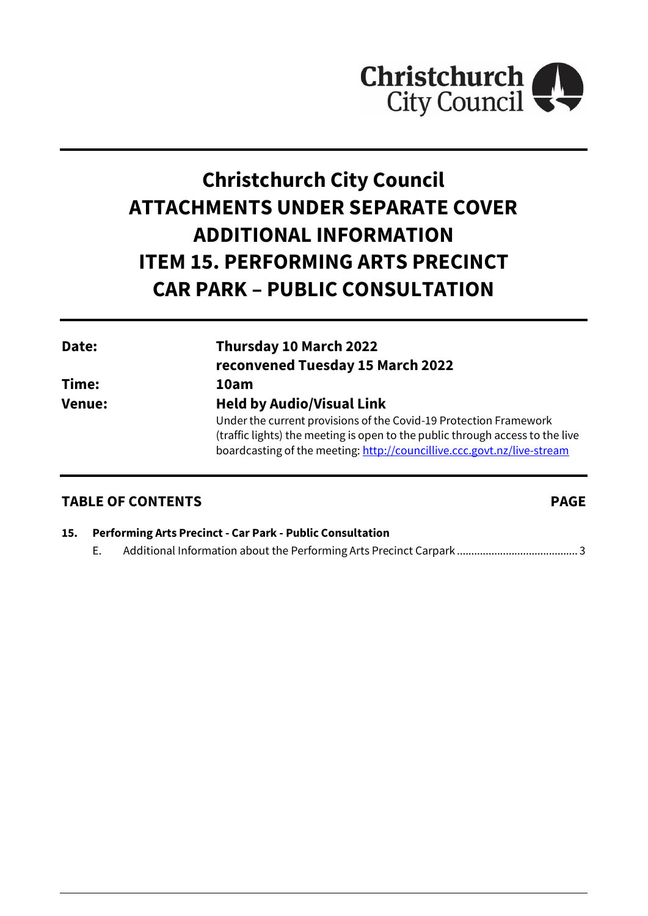Christchurch City Council

# Christchurch City Council
# ATTACHMENTS UNDER SEPARATE COVER
# ADDITIONAL INFORMATION
# ITEM 15. PERFORMING ARTS PRECINCT CAR PARK – PUBLIC CONSULTATION

| | |
|---|---|
| **Date:** | **Thursday 10 March 2022** |
| | **reconvened Tuesday 15 March 2022** |
| **Time:** | **10am** |
| **Venue:** | **Held by Audio/Visual Link** |
| | Under the current provisions of the Covid-19 Protection Framework (traffic lights) the meeting is open to the public through access to the live boardcasting of the meeting: http://councillive.ccc.govt.nz/live-stream |

## TABLE OF CONTENTS

**PAGE**

**15. Performing Arts Precinct - Car Park - Public Consultation**

E. Additional Information about the Performing Arts Precinct Carpark ........................................ 3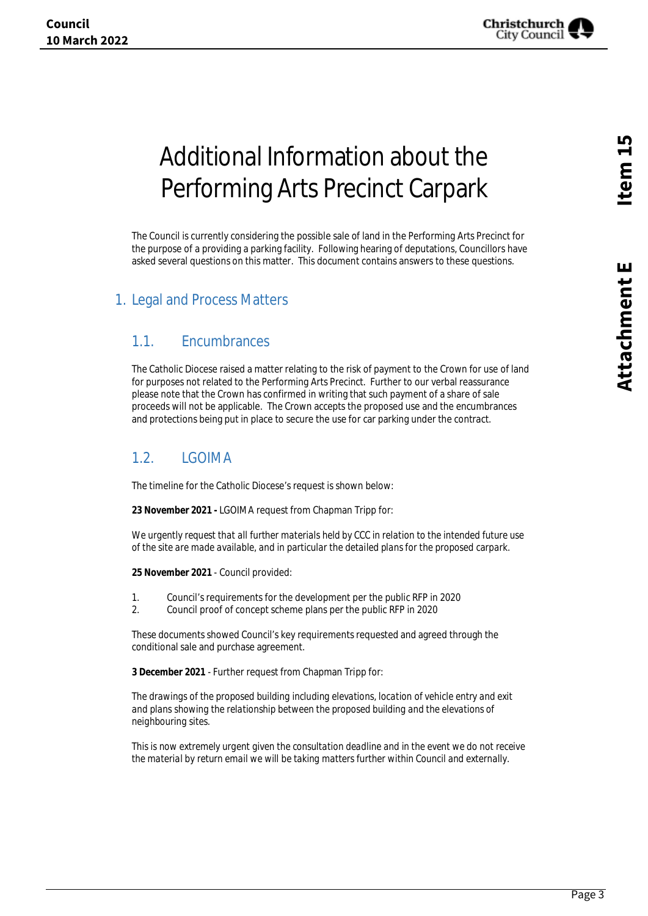# Additional Information about the Performing Arts Precinct Carpark

The Council is currently considering the possible sale of land in the Performing Arts Precinct for the purpose of a providing a parking facility. Following hearing of deputations, Councillors have asked several questions on this matter. This document contains answers to these questions.

## 1. Legal and Process Matters

### 1.1. Encumbrances

The Catholic Diocese raised a matter relating to the risk of payment to the Crown for use of land for purposes not related to the Performing Arts Precinct. Further to our verbal reassurance please note that the Crown has confirmed in writing that such payment of a share of sale proceeds will not be applicable. The Crown accepts the proposed use and the encumbrances and protections being put in place to secure the use for car parking under the contract.

### 1.2. LGOIMA

The timeline for the Catholic Diocese's request is shown below:

**23 November 2021 -** LGOIMA request from Chapman Tripp for:

*We urgently request that all further materials held by CCC in relation to the intended future use of the site are made available, and in particular the detailed plans for the proposed carpark.*

**25 November 2021** - Council provided:

1. Council's requirements for the development per the public RFP in 2020
2. Council proof of concept scheme plans per the public RFP in 2020

These documents showed Council's key requirements requested and agreed through the conditional sale and purchase agreement.

**3 December 2021** - Further request from Chapman Tripp for:

*The drawings of the proposed building including elevations, location of vehicle entry and exit and plans showing the relationship between the proposed building and the elevations of neighbouring sites.*

*This is now extremely urgent given the consultation deadline and in the event we do not receive the material by return email we will be taking matters further within Council and externally.*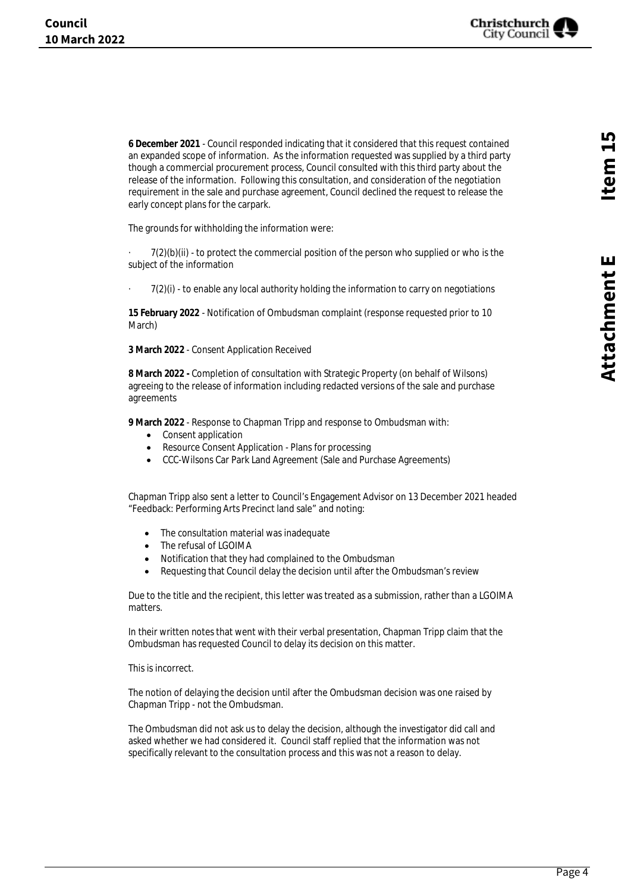**6 December 2021** - Council responded indicating that it considered that this request contained an expanded scope of information. As the information requested was supplied by a third party though a commercial procurement process, Council consulted with this third party about the release of the information. Following this consultation, and consideration of the negotiation requirement in the sale and purchase agreement, Council declined the request to release the early concept plans for the carpark.

The grounds for withholding the information were:

- 7(2)(b)(ii) - to protect the commercial position of the person who supplied or who is the subject of the information
- 7(2)(i) - to enable any local authority holding the information to carry on negotiations

**15 February 2022** - Notification of Ombudsman complaint (response requested prior to 10 March)

**3 March 2022** - Consent Application Received

**8 March 2022 -** Completion of consultation with Strategic Property (on behalf of Wilsons) agreeing to the release of information including redacted versions of the sale and purchase agreements

**9 March 2022** - Response to Chapman Tripp and response to Ombudsman with:

- Consent application
- Resource Consent Application - Plans for processing
- CCC-Wilsons Car Park Land Agreement (Sale and Purchase Agreements)

Chapman Tripp also sent a letter to Council's Engagement Advisor on 13 December 2021 headed "Feedback: Performing Arts Precinct land sale" and noting:

- The consultation material was inadequate
- The refusal of LGOIMA
- Notification that they had complained to the Ombudsman
- Requesting that Council delay the decision until after the Ombudsman's review

Due to the title and the recipient, this letter was treated as a submission, rather than a LGOIMA matters.

In their written notes that went with their verbal presentation, Chapman Tripp claim that the Ombudsman has requested Council to delay its decision on this matter.

This is incorrect.

The notion of delaying the decision until after the Ombudsman decision was one raised by Chapman Tripp - not the Ombudsman.

The Ombudsman did not ask us to delay the decision, although the investigator did call and asked whether we had considered it. Council staff replied that the information was not specifically relevant to the consultation process and this was not a reason to delay.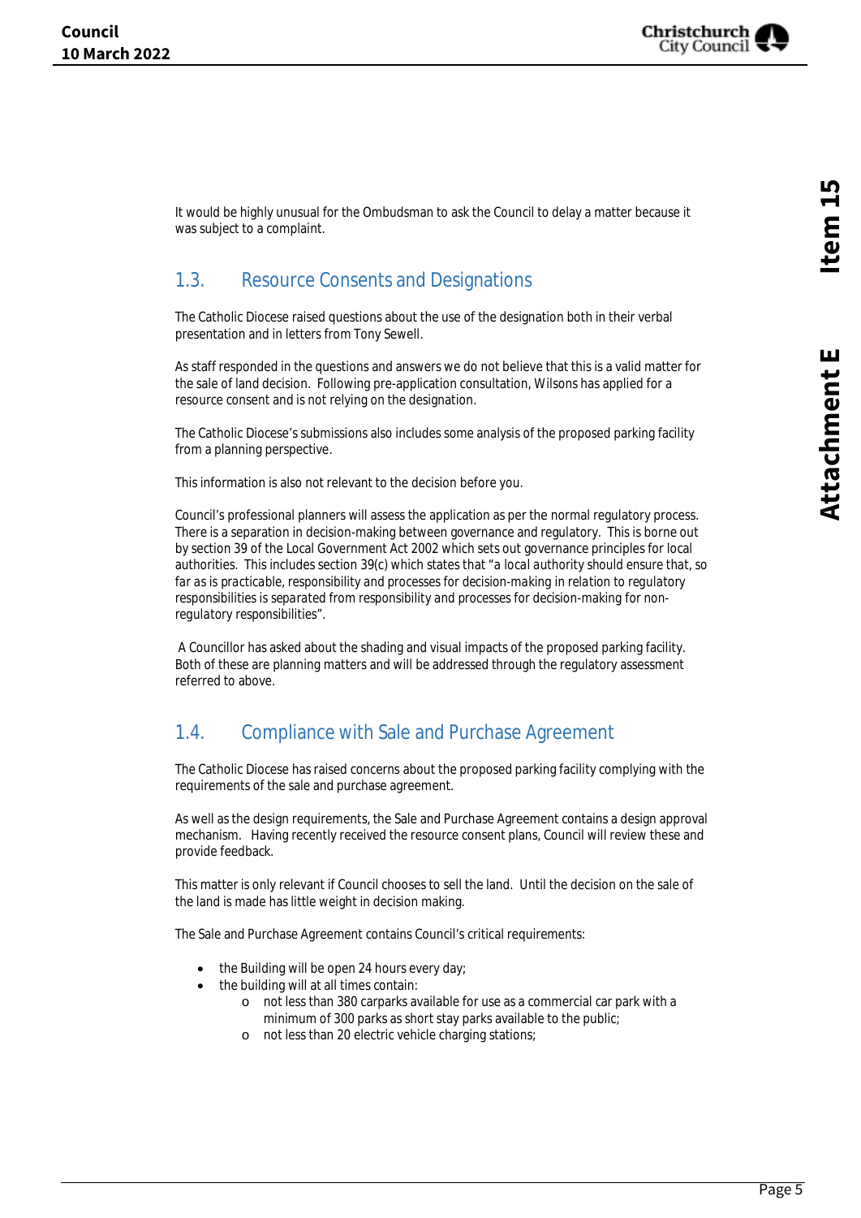It would be highly unusual for the Ombudsman to ask the Council to delay a matter because it was subject to a complaint.

## 1.3. Resource Consents and Designations

The Catholic Diocese raised questions about the use of the designation both in their verbal presentation and in letters from Tony Sewell.

As staff responded in the questions and answers we do not believe that this is a valid matter for the sale of land decision. Following pre-application consultation, Wilsons has applied for a resource consent and is not relying on the designation.

The Catholic Diocese's submissions also includes some analysis of the proposed parking facility from a planning perspective.

This information is also not relevant to the decision before you.

Council's professional planners will assess the application as per the normal regulatory process. There is a separation in decision-making between governance and regulatory. This is borne out by section 39 of the Local Government Act 2002 which sets out governance principles for local authorities. This includes section 39(c) which states that "*a local authority should ensure that, so far as is practicable, responsibility and processes for decision-making in relation to regulatory responsibilities is separated from responsibility and processes for decision-making for non-regulatory responsibilities*".

A Councillor has asked about the shading and visual impacts of the proposed parking facility. Both of these are planning matters and will be addressed through the regulatory assessment referred to above.

## 1.4. Compliance with Sale and Purchase Agreement

The Catholic Diocese has raised concerns about the proposed parking facility complying with the requirements of the sale and purchase agreement.

As well as the design requirements, the Sale and Purchase Agreement contains a design approval mechanism. Having recently received the resource consent plans, Council will review these and provide feedback.

This matter is only relevant if Council chooses to sell the land. Until the decision on the sale of the land is made has little weight in decision making.

The Sale and Purchase Agreement contains Council's critical requirements:

- the Building will be open 24 hours every day;
- the building will at all times contain:
  - not less than 380 carparks available for use as a commercial car park with a minimum of 300 parks as short stay parks available to the public;
  - not less than 20 electric vehicle charging stations;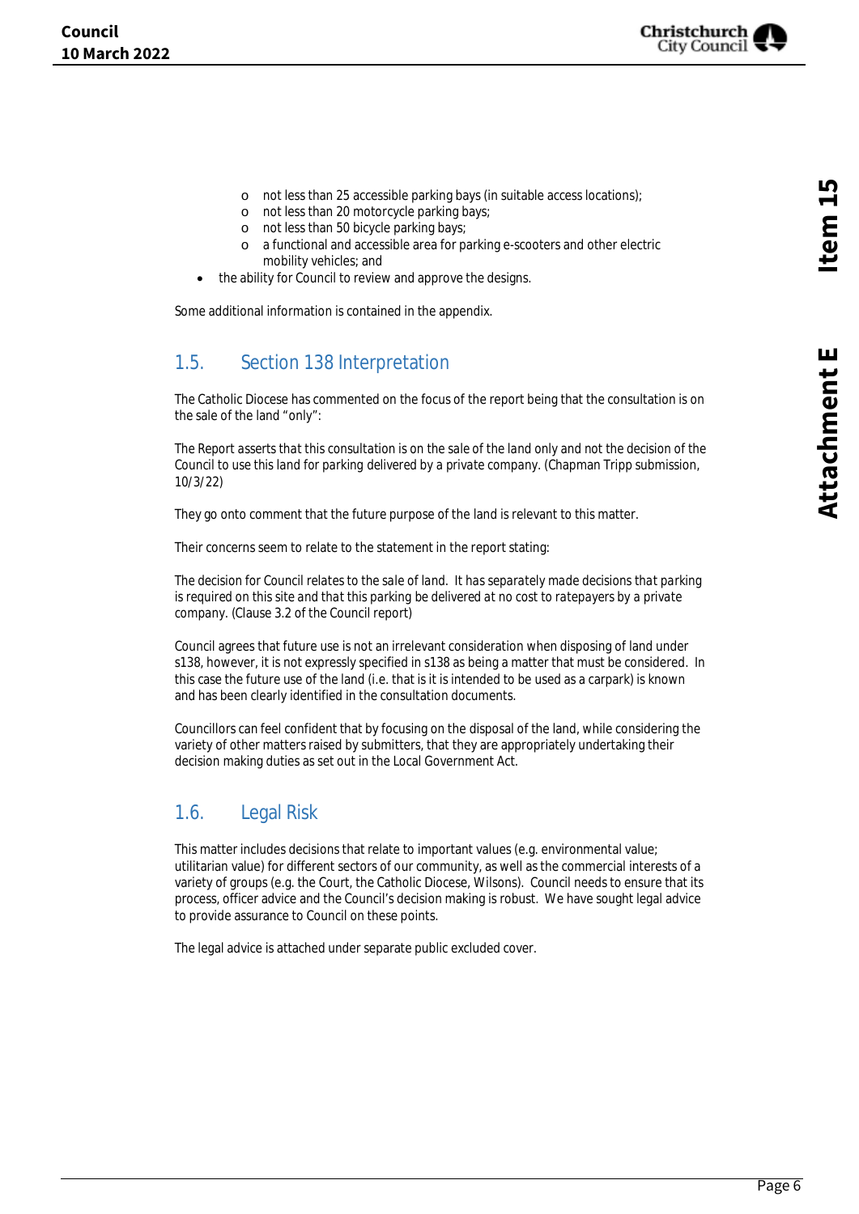- not less than 25 accessible parking bays (in suitable access locations);
  - not less than 20 motorcycle parking bays;
  - not less than 50 bicycle parking bays;
  - a functional and accessible area for parking e-scooters and other electric mobility vehicles; and
- the ability for Council to review and approve the designs.

Some additional information is contained in the appendix.

## 1.5. Section 138 Interpretation

The Catholic Diocese has commented on the focus of the report being that the consultation is on the sale of the land "only":

*The Report asserts that this consultation is on the sale of the land only and not the decision of the Council to use this land for parking delivered by a private company.* (Chapman Tripp submission, 10/3/22)

They go onto comment that the future purpose of the land is relevant to this matter.

Their concerns seem to relate to the statement in the report stating:

*The decision for Council relates to the sale of land. It has separately made decisions that parking is required on this site and that this parking be delivered at no cost to ratepayers by a private company.* (Clause 3.2 of the Council report)

Council agrees that future use is not an irrelevant consideration when disposing of land under s138, however, it is not expressly specified in s138 as being a matter that must be considered. In this case the future use of the land (i.e. that is it is intended to be used as a carpark) is known and has been clearly identified in the consultation documents.

Councillors can feel confident that by focusing on the disposal of the land, while considering the variety of other matters raised by submitters, that they are appropriately undertaking their decision making duties as set out in the Local Government Act.

## 1.6. Legal Risk

This matter includes decisions that relate to important values (e.g. environmental value; utilitarian value) for different sectors of our community, as well as the commercial interests of a variety of groups (e.g. the Court, the Catholic Diocese, Wilsons). Council needs to ensure that its process, officer advice and the Council's decision making is robust. We have sought legal advice to provide assurance to Council on these points.

The legal advice is attached under separate public excluded cover.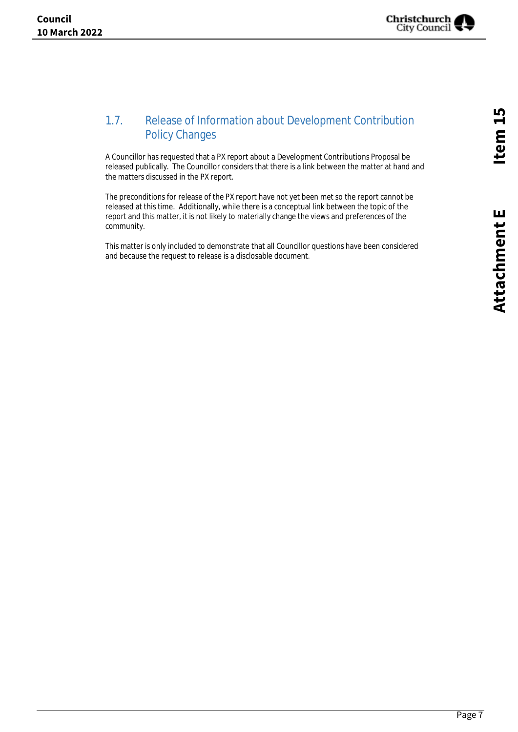## 1.7. Release of Information about Development Contribution Policy Changes

A Councillor has requested that a PX report about a Development Contributions Proposal be released publically. The Councillor considers that there is a link between the matter at hand and the matters discussed in the PX report.

The preconditions for release of the PX report have not yet been met so the report cannot be released at this time. Additionally, while there is a conceptual link between the topic of the report and this matter, it is not likely to materially change the views and preferences of the community.

This matter is only included to demonstrate that all Councillor questions have been considered and because the request to release is a disclosable document.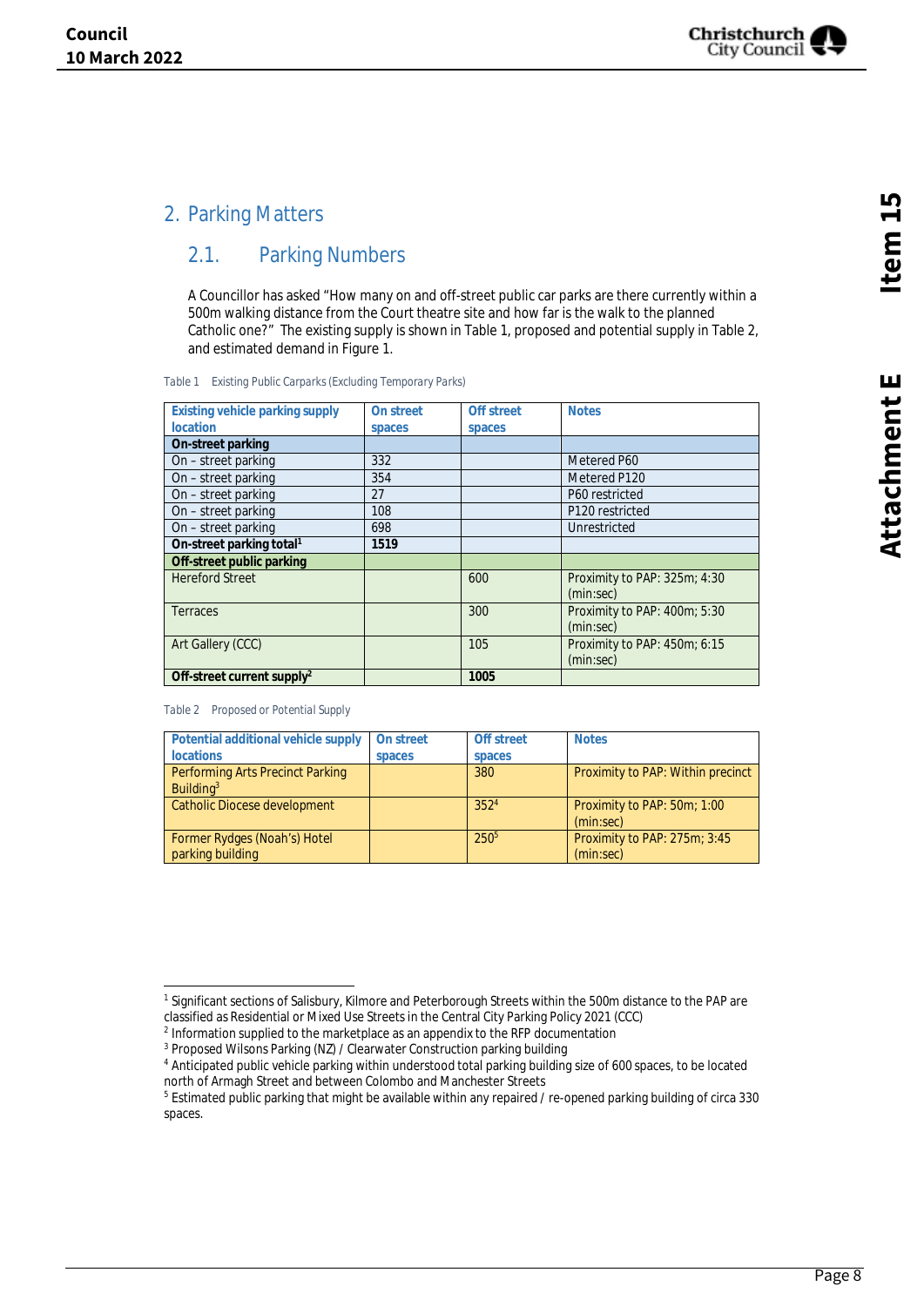## 2. Parking Matters

### 2.1. Parking Numbers

A Councillor has asked "How many on and off-street public car parks are there currently within a 500m walking distance from the Court theatre site and how far is the walk to the planned Catholic one?" The existing supply is shown in Table 1, proposed and potential supply in Table 2, and estimated demand in Figure 1.

Table 1 Existing Public Carparks (Excluding Temporary Parks)

| Existing vehicle parking supply location | On street spaces | Off street spaces | Notes |
|---|---|---|---|
| **On-street parking** | | | |
| On – street parking | 332 | | Metered P60 |
| On – street parking | 354 | | Metered P120 |
| On – street parking | 27 | | P60 restricted |
| On – street parking | 108 | | P120 restricted |
| On – street parking | 698 | | Unrestricted |
| **On-street parking total[1]** | **1519** | | |
| **Off-street public parking** | | | |
| Hereford Street | | 600 | Proximity to PAP: 325m; 4:30 (min:sec) |
| Terraces | | 300 | Proximity to PAP: 400m; 5:30 (min:sec) |
| Art Gallery (CCC) | | 105 | Proximity to PAP: 450m; 6:15 (min:sec) |
| **Off-street current supply[2]** | | **1005** | |

Table 2 Proposed or Potential Supply

| Potential additional vehicle supply locations | On street spaces | Off street spaces | Notes |
|---|---|---|---|
| Performing Arts Precinct Parking Building[3] | | 380 | Proximity to PAP: Within precinct |
| Catholic Diocese development | | 352[4] | Proximity to PAP: 50m; 1:00 (min:sec) |
| Former Rydges (Noah's) Hotel parking building | | 250[5] | Proximity to PAP: 275m; 3:45 (min:sec) |

[1] Significant sections of Salisbury, Kilmore and Peterborough Streets within the 500m distance to the PAP are classified as Residential or Mixed Use Streets in the Central City Parking Policy 2021 (CCC)

[2] Information supplied to the marketplace as an appendix to the RFP documentation

[3] Proposed Wilsons Parking (NZ) / Clearwater Construction parking building

[4] Anticipated public vehicle parking within understood total parking building size of 600 spaces, to be located north of Armagh Street and between Colombo and Manchester Streets

[5] Estimated public parking that might be available within any repaired / re-opened parking building of circa 330 spaces.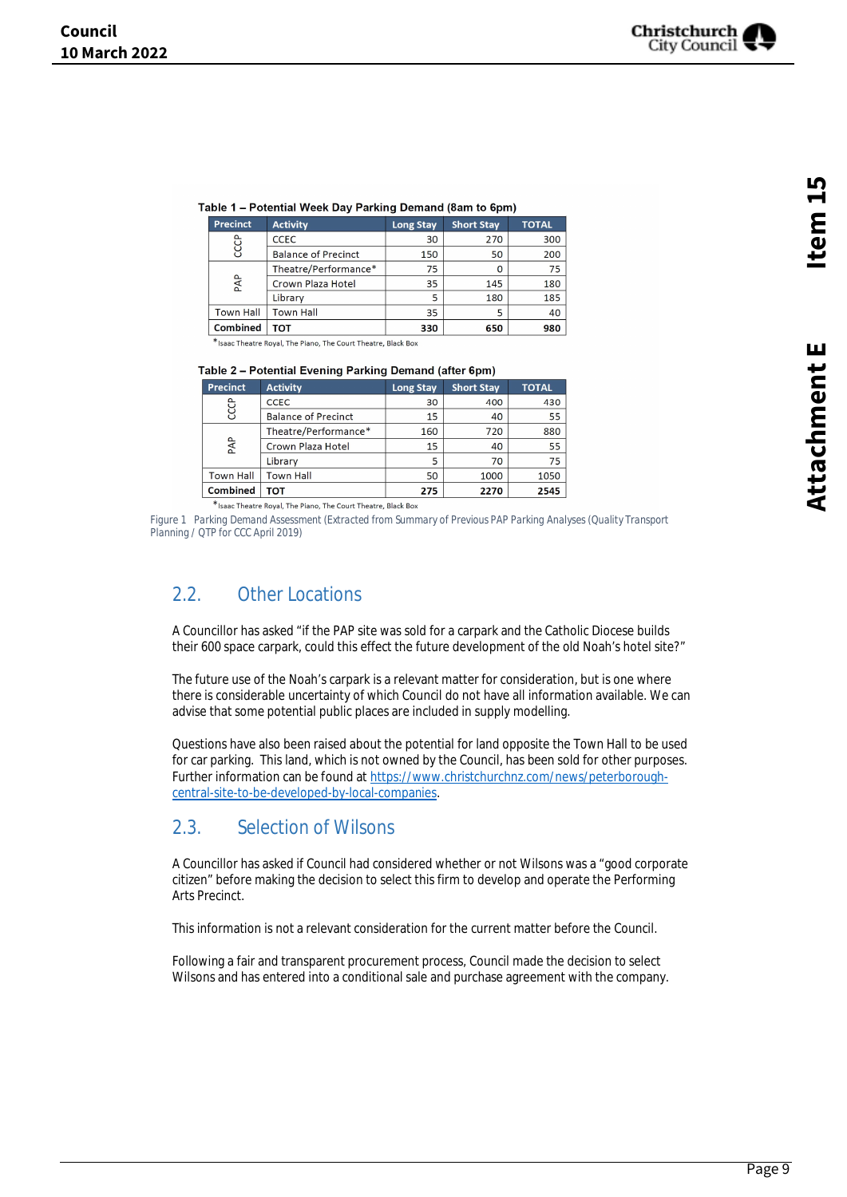**Table 1 – Potential Week Day Parking Demand (8am to 6pm)**

| Precinct | Activity | Long Stay | Short Stay | TOTAL |
|---|---|---|---|---|
| CCCP | CCEC | 30 | 270 | 300 |
| | Balance of Precinct | 150 | 50 | 200 |
| PAP | Theatre/Performance* | 75 | 0 | 75 |
| | Crown Plaza Hotel | 35 | 145 | 180 |
| | Library | 5 | 180 | 185 |
| Town Hall | Town Hall | 35 | 5 | 40 |
| **Combined** | **TOT** | **330** | **650** | **980** |

*Isaac Theatre Royal, The Piano, The Court Theatre, Black Box

**Table 2 – Potential Evening Parking Demand (after 6pm)**

| Precinct | Activity | Long Stay | Short Stay | TOTAL |
|---|---|---|---|---|
| CCCP | CCEC | 30 | 400 | 430 |
| | Balance of Precinct | 15 | 40 | 55 |
| PAP | Theatre/Performance* | 160 | 720 | 880 |
| | Crown Plaza Hotel | 15 | 40 | 55 |
| | Library | 5 | 70 | 75 |
| Town Hall | Town Hall | 50 | 1000 | 1050 |
| **Combined** | **TOT** | **275** | **2270** | **2545** |

*Isaac Theatre Royal, The Piano, The Court Theatre, Black Box

Figure 1 Parking Demand Assessment (Extracted from Summary of Previous PAP Parking Analyses (Quality Transport Planning / QTP for CCC April 2019)

## 2.2. Other Locations

A Councillor has asked "if the PAP site was sold for a carpark and the Catholic Diocese builds their 600 space carpark, could this effect the future development of the old Noah's hotel site?"

The future use of the Noah's carpark is a relevant matter for consideration, but is one where there is considerable uncertainty of which Council do not have all information available. We can advise that some potential public places are included in supply modelling.

Questions have also been raised about the potential for land opposite the Town Hall to be used for car parking. This land, which is not owned by the Council, has been sold for other purposes. Further information can be found at [https://www.christchurchnz.com/news/peterborough-central-site-to-be-developed-by-local-companies](https://www.christchurchnz.com/news/peterborough-central-site-to-be-developed-by-local-companies).

## 2.3. Selection of Wilsons

A Councillor has asked if Council had considered whether or not Wilsons was a "good corporate citizen" before making the decision to select this firm to develop and operate the Performing Arts Precinct.

This information is not a relevant consideration for the current matter before the Council.

Following a fair and transparent procurement process, Council made the decision to select Wilsons and has entered into a conditional sale and purchase agreement with the company.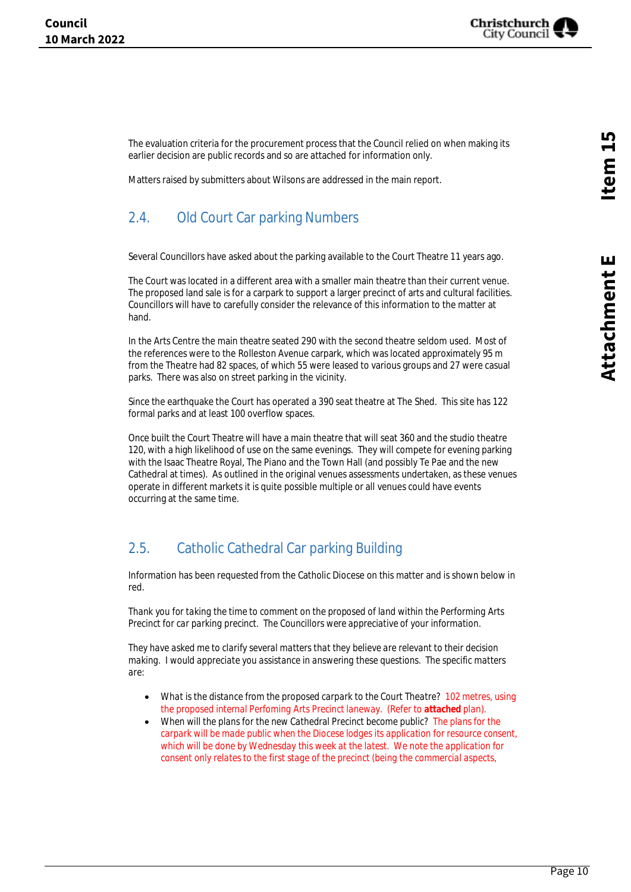The evaluation criteria for the procurement process that the Council relied on when making its earlier decision are public records and so are attached for information only.

Matters raised by submitters about Wilsons are addressed in the main report.

## 2.4. Old Court Car parking Numbers

Several Councillors have asked about the parking available to the Court Theatre 11 years ago.

The Court was located in a different area with a smaller main theatre than their current venue. The proposed land sale is for a carpark to support a larger precinct of arts and cultural facilities. Councillors will have to carefully consider the relevance of this information to the matter at hand.

In the Arts Centre the main theatre seated 290 with the second theatre seldom used. Most of the references were to the Rolleston Avenue carpark, which was located approximately 95 m from the Theatre had 82 spaces, of which 55 were leased to various groups and 27 were casual parks. There was also on street parking in the vicinity.

Since the earthquake the Court has operated a 390 seat theatre at The Shed. This site has 122 formal parks and at least 100 overflow spaces.

Once built the Court Theatre will have a main theatre that will seat 360 and the studio theatre 120, with a high likelihood of use on the same evenings. They will compete for evening parking with the Isaac Theatre Royal, The Piano and the Town Hall (and possibly Te Pae and the new Cathedral at times). As outlined in the original venues assessments undertaken, as these venues operate in different markets it is quite possible multiple or all venues could have events occurring at the same time.

## 2.5. Catholic Cathedral Car parking Building

Information has been requested from the Catholic Diocese on this matter and is shown below in red.

Thank you for taking the time to comment on the proposed of land within the Performing Arts Precinct for car parking precinct. The Councillors were appreciative of your information.

They have asked me to clarify several matters that they believe are relevant to their decision making. I would appreciate you assistance in answering these questions. The specific matters are:

- What is the distance from the proposed carpark to the Court Theatre? 102 metres, using the proposed internal Perfoming Arts Precinct laneway. (Refer to **attached** plan).
- When will the plans for the new Cathedral Precinct become public? The plans for the carpark will be made public when the Diocese lodges its application for resource consent, which will be done by Wednesday this week at the latest. We note the application for consent only relates to the first stage of the precinct (being the commercial aspects,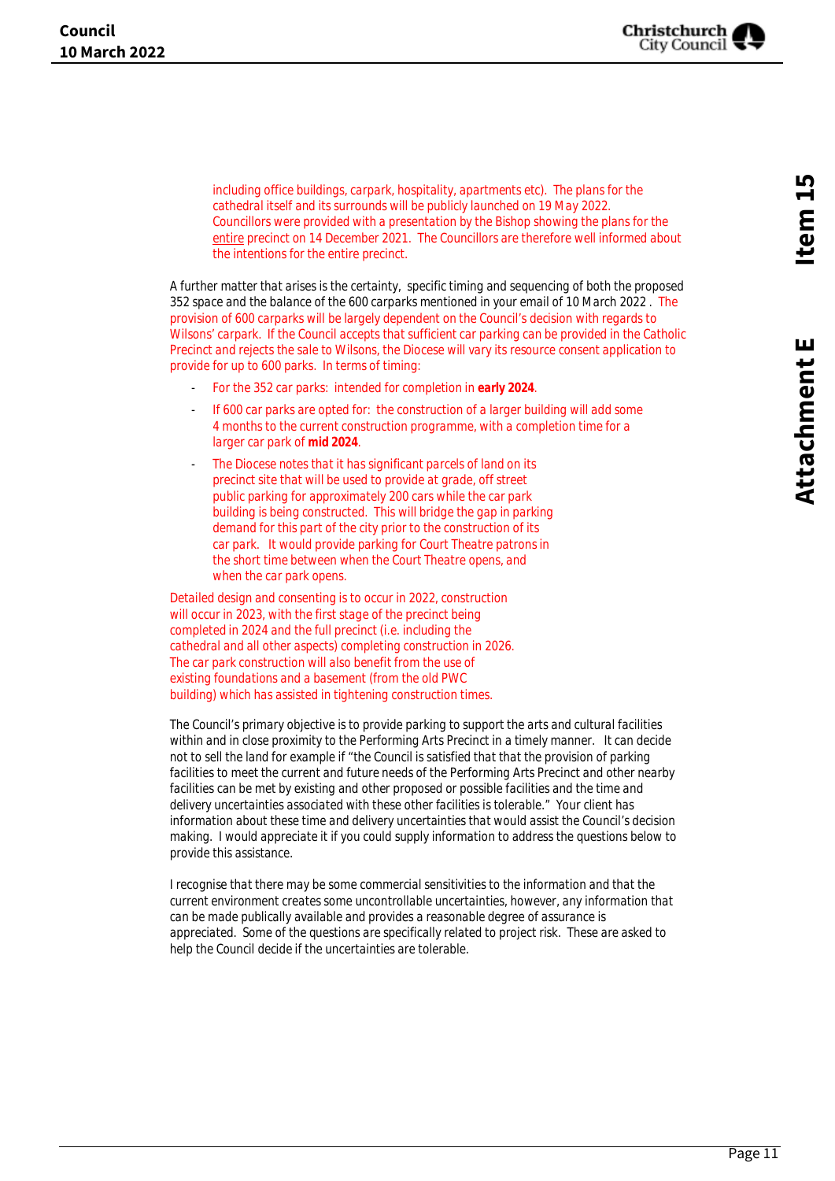including office buildings, carpark, hospitality, apartments etc). The plans for the cathedral itself and its surrounds will be publicly launched on 19 May 2022. Councillors were provided with a presentation by the Bishop showing the plans for the entire precinct on 14 December 2021. The Councillors are therefore well informed about the intentions for the entire precinct.

A further matter that arises is the certainty, specific timing and sequencing of both the proposed 352 space and the balance of the 600 carparks mentioned in your email of 10 March 2022 . The provision of 600 carparks will be largely dependent on the Council's decision with regards to Wilsons' carpark. If the Council accepts that sufficient car parking can be provided in the Catholic Precinct and rejects the sale to Wilsons, the Diocese will vary its resource consent application to provide for up to 600 parks. In terms of timing:

- For the 352 car parks: intended for completion in **early 2024**.
- If 600 car parks are opted for: the construction of a larger building will add some 4 months to the current construction programme, with a completion time for a larger car park of **mid 2024**.
- The Diocese notes that it has significant parcels of land on its precinct site that will be used to provide at grade, off street public parking for approximately 200 cars while the car park building is being constructed. This will bridge the gap in parking demand for this part of the city prior to the construction of its car park. It would provide parking for Court Theatre patrons in the short time between when the Court Theatre opens, and when the car park opens.

Detailed design and consenting is to occur in 2022, construction will occur in 2023, with the first stage of the precinct being completed in 2024 and the full precinct (i.e. including the cathedral and all other aspects) completing construction in 2026. The car park construction will also benefit from the use of existing foundations and a basement (from the old PWC building) which has assisted in tightening construction times.

The Council's primary objective is to provide parking to support the arts and cultural facilities within and in close proximity to the Performing Arts Precinct in a timely manner. It can decide not to sell the land for example if "the Council is satisfied that that the provision of parking facilities to meet the current and future needs of the Performing Arts Precinct and other nearby facilities can be met by existing and other proposed or possible facilities and the time and delivery uncertainties associated with these other facilities is tolerable." Your client has information about these time and delivery uncertainties that would assist the Council's decision making. I would appreciate it if you could supply information to address the questions below to provide this assistance.

I recognise that there may be some commercial sensitivities to the information and that the current environment creates some uncontrollable uncertainties, however, any information that can be made publically available and provides a reasonable degree of assurance is appreciated. Some of the questions are specifically related to project risk. These are asked to help the Council decide if the uncertainties are tolerable.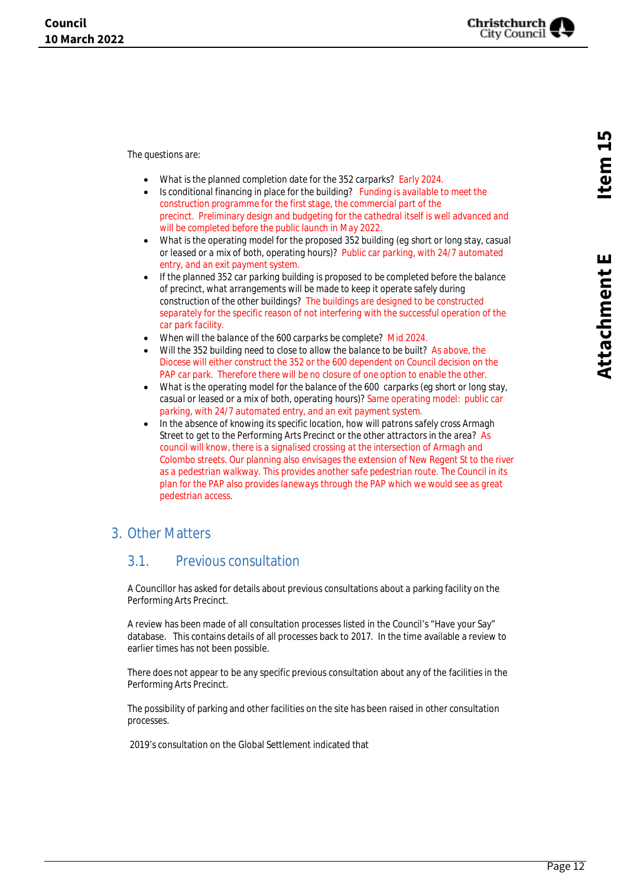The questions are:

- What is the planned completion date for the 352 carparks? Early 2024.
- Is conditional financing in place for the building? Funding is available to meet the construction programme for the first stage, the commercial part of the precinct. Preliminary design and budgeting for the cathedral itself is well advanced and will be completed before the public launch in May 2022.
- What is the operating model for the proposed 352 building (eg short or long stay, casual or leased or a mix of both, operating hours)? Public car parking, with 24/7 automated entry, and an exit payment system.
- If the planned 352 car parking building is proposed to be completed before the balance of precinct, what arrangements will be made to keep it operate safely during construction of the other buildings? The buildings are designed to be constructed separately for the specific reason of not interfering with the successful operation of the car park facility.
- When will the balance of the 600 carparks be complete? Mid 2024.
- Will the 352 building need to close to allow the balance to be built? As above, the Diocese will either construct the 352 or the 600 dependent on Council decision on the PAP car park. Therefore there will be no closure of one option to enable the other.
- What is the operating model for the balance of the 600 carparks (eg short or long stay, casual or leased or a mix of both, operating hours)? Same operating model: public car parking, with 24/7 automated entry, and an exit payment system.
- In the absence of knowing its specific location, how will patrons safely cross Armagh Street to get to the Performing Arts Precinct or the other attractors in the area? As council will know, there is a signalised crossing at the intersection of Armagh and Colombo streets. Our planning also envisages the extension of New Regent St to the river as a pedestrian walkway. This provides another safe pedestrian route. The Council in its plan for the PAP also provides laneways through the PAP which we would see as great pedestrian access.

## 3. Other Matters

### 3.1. Previous consultation

A Councillor has asked for details about previous consultations about a parking facility on the Performing Arts Precinct.

A review has been made of all consultation processes listed in the Council's "Have your Say" database. This contains details of all processes back to 2017. In the time available a review to earlier times has not been possible.

There does not appear to be any specific previous consultation about any of the facilities in the Performing Arts Precinct.

The possibility of parking and other facilities on the site has been raised in other consultation processes.

2019's consultation on the Global Settlement indicated that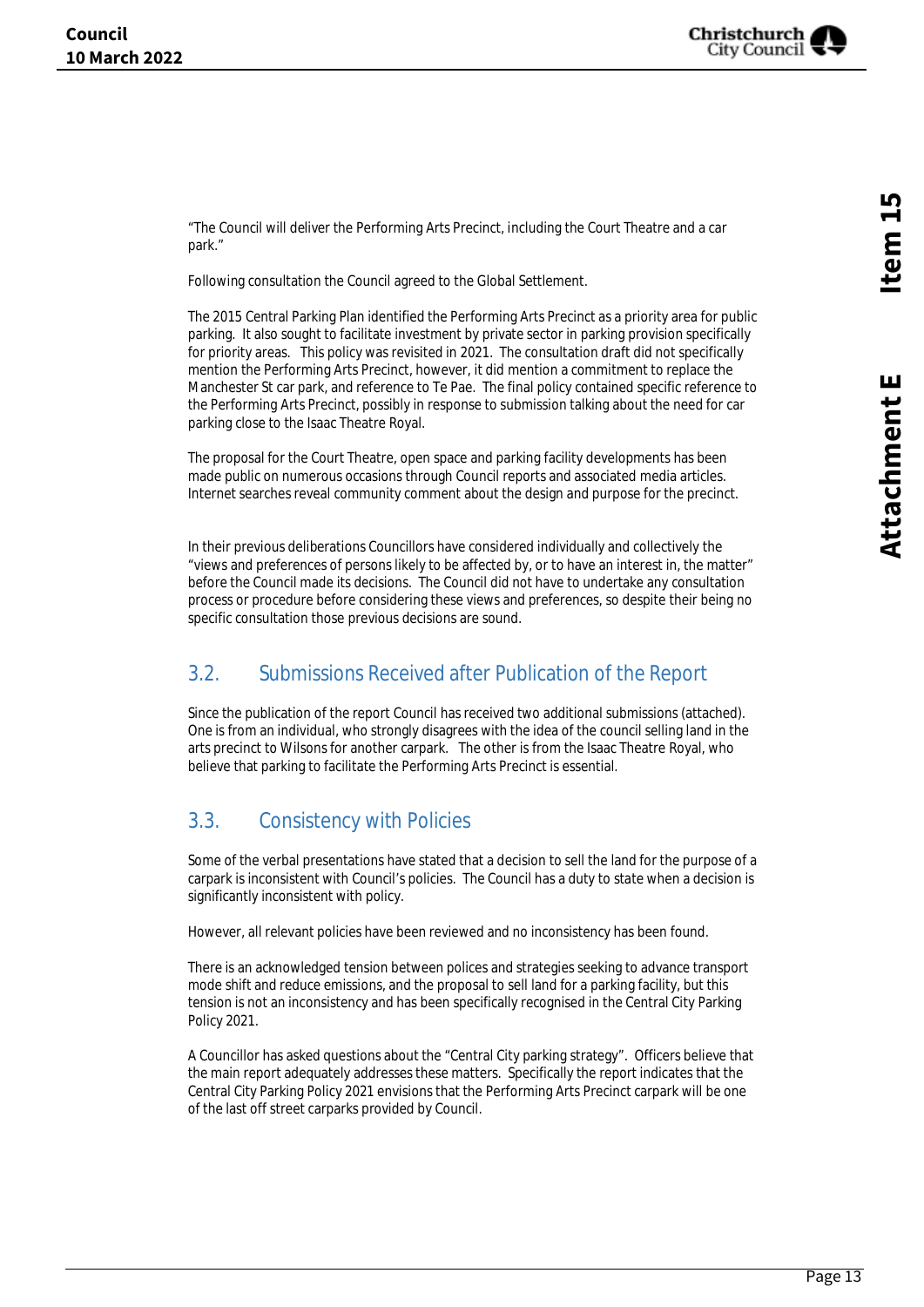"The Council will deliver the Performing Arts Precinct, including the Court Theatre and a car park."

Following consultation the Council agreed to the Global Settlement.

The 2015 Central Parking Plan identified the Performing Arts Precinct as a priority area for public parking. It also sought to facilitate investment by private sector in parking provision specifically for priority areas. This policy was revisited in 2021. The consultation draft did not specifically mention the Performing Arts Precinct, however, it did mention a commitment to replace the Manchester St car park, and reference to Te Pae. The final policy contained specific reference to the Performing Arts Precinct, possibly in response to submission talking about the need for car parking close to the Isaac Theatre Royal.

The proposal for the Court Theatre, open space and parking facility developments has been made public on numerous occasions through Council reports and associated media articles. Internet searches reveal community comment about the design and purpose for the precinct.

In their previous deliberations Councillors have considered individually and collectively the "views and preferences of persons likely to be affected by, or to have an interest in, the matter" before the Council made its decisions. The Council did not have to undertake any consultation process or procedure before considering these views and preferences, so despite their being no specific consultation those previous decisions are sound.

## 3.2. Submissions Received after Publication of the Report

Since the publication of the report Council has received two additional submissions (attached). One is from an individual, who strongly disagrees with the idea of the council selling land in the arts precinct to Wilsons for another carpark. The other is from the Isaac Theatre Royal, who believe that parking to facilitate the Performing Arts Precinct is essential.

## 3.3. Consistency with Policies

Some of the verbal presentations have stated that a decision to sell the land for the purpose of a carpark is inconsistent with Council's policies. The Council has a duty to state when a decision is significantly inconsistent with policy.

However, all relevant policies have been reviewed and no inconsistency has been found.

There is an acknowledged tension between polices and strategies seeking to advance transport mode shift and reduce emissions, and the proposal to sell land for a parking facility, but this tension is not an inconsistency and has been specifically recognised in the Central City Parking Policy 2021.

A Councillor has asked questions about the "Central City parking strategy". Officers believe that the main report adequately addresses these matters. Specifically the report indicates that the Central City Parking Policy 2021 envisions that the Performing Arts Precinct carpark will be one of the last off street carparks provided by Council.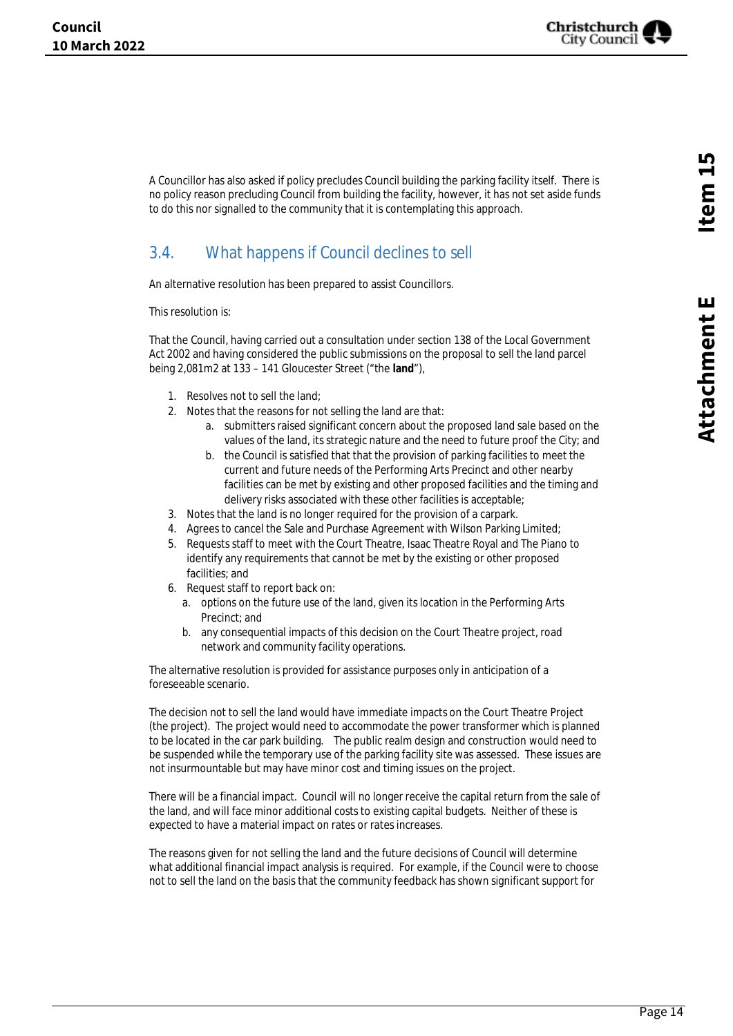A Councillor has also asked if policy precludes Council building the parking facility itself. There is no policy reason precluding Council from building the facility, however, it has not set aside funds to do this nor signalled to the community that it is contemplating this approach.

## 3.4. What happens if Council declines to sell

An alternative resolution has been prepared to assist Councillors.

This resolution is:

That the Council, having carried out a consultation under section 138 of the Local Government Act 2002 and having considered the public submissions on the proposal to sell the land parcel being 2,081m2 at 133 – 141 Gloucester Street ("the **land**"),

1. Resolves not to sell the land;
2. Notes that the reasons for not selling the land are that:
   a. submitters raised significant concern about the proposed land sale based on the values of the land, its strategic nature and the need to future proof the City; and
   b. the Council is satisfied that that the provision of parking facilities to meet the current and future needs of the Performing Arts Precinct and other nearby facilities can be met by existing and other proposed facilities and the timing and delivery risks associated with these other facilities is acceptable;
3. Notes that the land is no longer required for the provision of a carpark.
4. Agrees to cancel the Sale and Purchase Agreement with Wilson Parking Limited;
5. Requests staff to meet with the Court Theatre, Isaac Theatre Royal and The Piano to identify any requirements that cannot be met by the existing or other proposed facilities; and
6. Request staff to report back on:
   a. options on the future use of the land, given its location in the Performing Arts Precinct; and
   b. any consequential impacts of this decision on the Court Theatre project, road network and community facility operations.

The alternative resolution is provided for assistance purposes only in anticipation of a foreseeable scenario.

The decision not to sell the land would have immediate impacts on the Court Theatre Project (the project). The project would need to accommodate the power transformer which is planned to be located in the car park building. The public realm design and construction would need to be suspended while the temporary use of the parking facility site was assessed. These issues are not insurmountable but may have minor cost and timing issues on the project.

There will be a financial impact. Council will no longer receive the capital return from the sale of the land, and will face minor additional costs to existing capital budgets. Neither of these is expected to have a material impact on rates or rates increases.

The reasons given for not selling the land and the future decisions of Council will determine what additional financial impact analysis is required. For example, if the Council were to choose not to sell the land on the basis that the community feedback has shown significant support for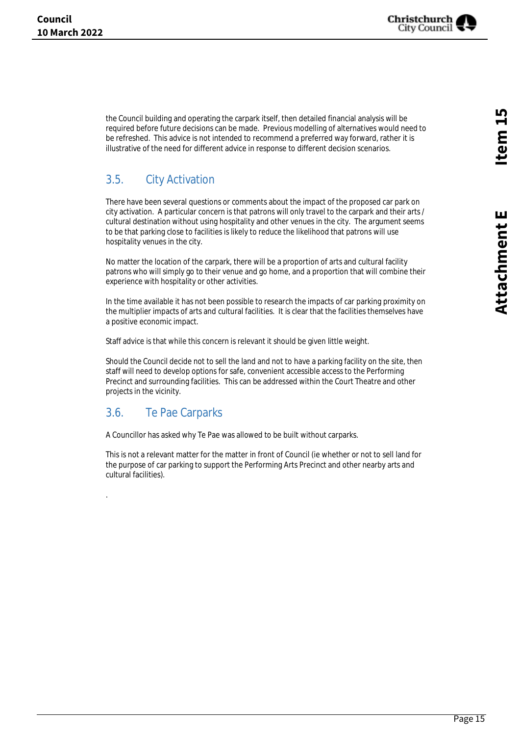the Council building and operating the carpark itself, then detailed financial analysis will be required before future decisions can be made. Previous modelling of alternatives would need to be refreshed. This advice is not intended to recommend a preferred way forward, rather it is illustrative of the need for different advice in response to different decision scenarios.

## 3.5. City Activation

There have been several questions or comments about the impact of the proposed car park on city activation. A particular concern is that patrons will only travel to the carpark and their arts / cultural destination without using hospitality and other venues in the city. The argument seems to be that parking close to facilities is likely to reduce the likelihood that patrons will use hospitality venues in the city.

No matter the location of the carpark, there will be a proportion of arts and cultural facility patrons who will simply go to their venue and go home, and a proportion that will combine their experience with hospitality or other activities.

In the time available it has not been possible to research the impacts of car parking proximity on the multiplier impacts of arts and cultural facilities. It is clear that the facilities themselves have a positive economic impact.

Staff advice is that while this concern is relevant it should be given little weight.

Should the Council decide not to sell the land and not to have a parking facility on the site, then staff will need to develop options for safe, convenient accessible access to the Performing Precinct and surrounding facilities. This can be addressed within the Court Theatre and other projects in the vicinity.

## 3.6. Te Pae Carparks

A Councillor has asked why Te Pae was allowed to be built without carparks.

This is not a relevant matter for the matter in front of Council (ie whether or not to sell land for the purpose of car parking to support the Performing Arts Precinct and other nearby arts and cultural facilities).

.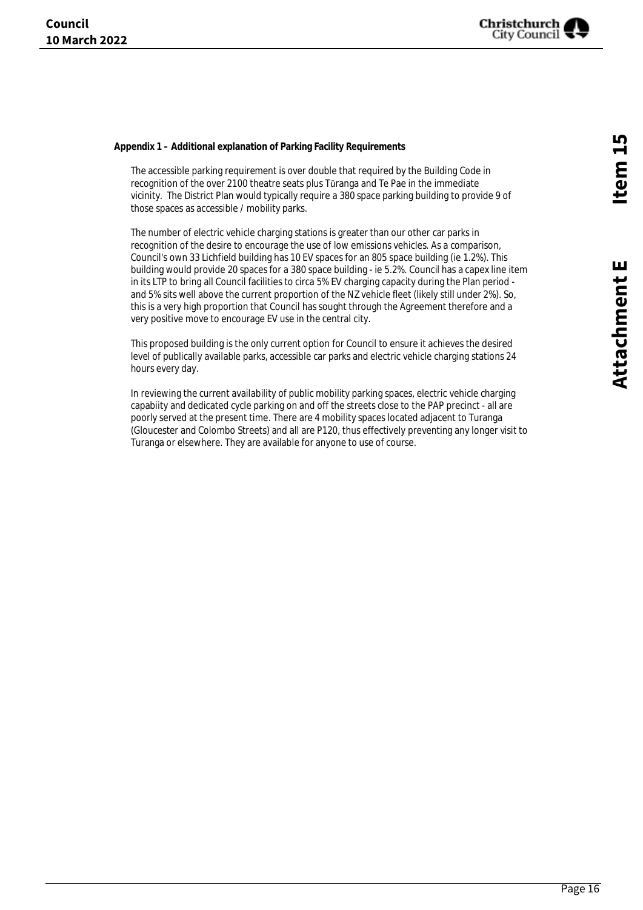**Appendix 1 – Additional explanation of Parking Facility Requirements**

The accessible parking requirement is over double that required by the Building Code in recognition of the over 2100 theatre seats plus Tūranga and Te Pae in the immediate vicinity. The District Plan would typically require a 380 space parking building to provide 9 of those spaces as accessible / mobility parks.

The number of electric vehicle charging stations is greater than our other car parks in recognition of the desire to encourage the use of low emissions vehicles. As a comparison, Council's own 33 Lichfield building has 10 EV spaces for an 805 space building (ie 1.2%). This building would provide 20 spaces for a 380 space building - ie 5.2%. Council has a capex line item in its LTP to bring all Council facilities to circa 5% EV charging capacity during the Plan period - and 5% sits well above the current proportion of the NZ vehicle fleet (likely still under 2%). So, this is a very high proportion that Council has sought through the Agreement therefore and a very positive move to encourage EV use in the central city.

This proposed building is the only current option for Council to ensure it achieves the desired level of publically available parks, accessible car parks and electric vehicle charging stations 24 hours every day.

In reviewing the current availability of public mobility parking spaces, electric vehicle charging capabiity and dedicated cycle parking on and off the streets close to the PAP precinct - all are poorly served at the present time. There are 4 mobility spaces located adjacent to Turanga (Gloucester and Colombo Streets) and all are P120, thus effectively preventing any longer visit to Turanga or elsewhere. They are available for anyone to use of course.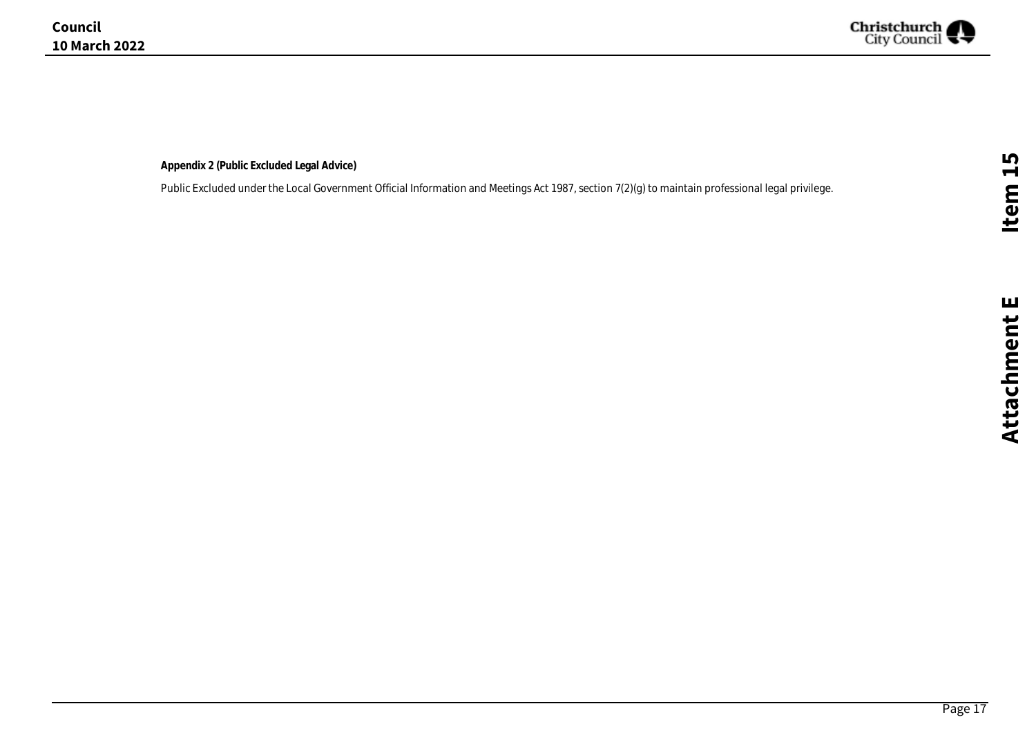**Appendix 2 (Public Excluded Legal Advice)**

Public Excluded under the Local Government Official Information and Meetings Act 1987, section 7(2)(g) to maintain professional legal privilege.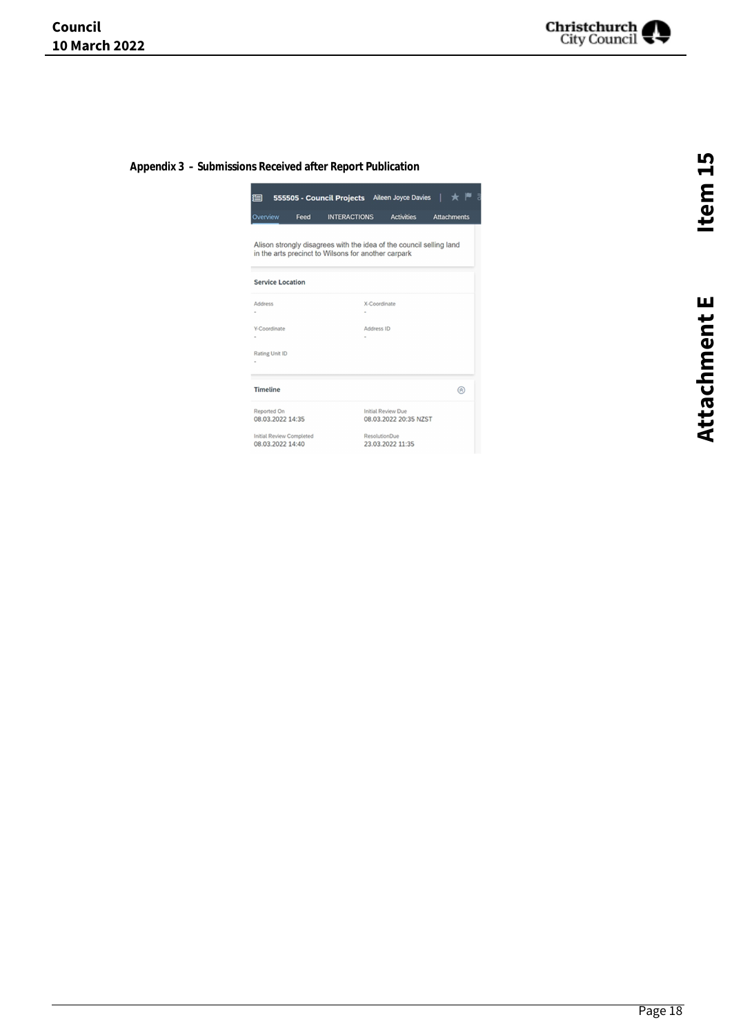**Appendix 3 - Submissions Received after Report Publication**

555505 - Council Projects Aileen Joyce Davies

Overview Feed INTERACTIONS Activities Attachments

Alison strongly disagrees with the idea of the council selling land in the arts precinct to Wilsons for another carpark

**Service Location**

| Address | X-Coordinate |
| --- | --- |
| - | - |
| Y-Coordinate | Address ID |
| - | - |
| Rating Unit ID | |
| - | |

**Timeline**

| Reported On | Initial Review Due |
| --- | --- |
| 08.03.2022 14:35 | 08.03.2022 20:35 NZST |
| Initial Review Completed | ResolutionDue |
| 08.03.2022 14:40 | 23.03.2022 11:35 |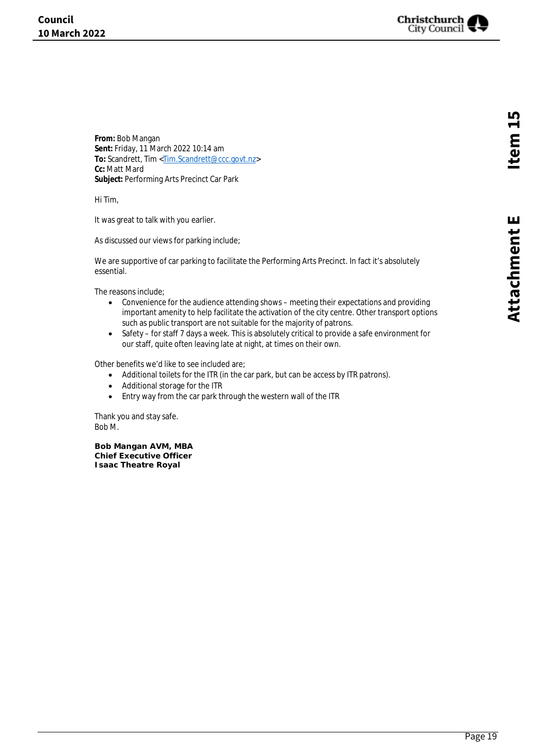**From:** Bob Mangan
**Sent:** Friday, 11 March 2022 10:14 am
**To:** Scandrett, Tim <Tim.Scandrett@ccc.govt.nz>
**Cc:** Matt Mard
**Subject:** Performing Arts Precinct Car Park

Hi Tim,

It was great to talk with you earlier.

As discussed our views for parking include;

We are supportive of car parking to facilitate the Performing Arts Precinct. In fact it's absolutely essential.

The reasons include;

- Convenience for the audience attending shows – meeting their expectations and providing important amenity to help facilitate the activation of the city centre. Other transport options such as public transport are not suitable for the majority of patrons.
- Safety – for staff 7 days a week. This is absolutely critical to provide a safe environment for our staff, quite often leaving late at night, at times on their own.

Other benefits we'd like to see included are;

- Additional toilets for the ITR (in the car park, but can be access by ITR patrons).
- Additional storage for the ITR
- Entry way from the car park through the western wall of the ITR

Thank you and stay safe.
Bob M.

**Bob Mangan AVM, MBA**
**Chief Executive Officer**
**Isaac Theatre Royal**